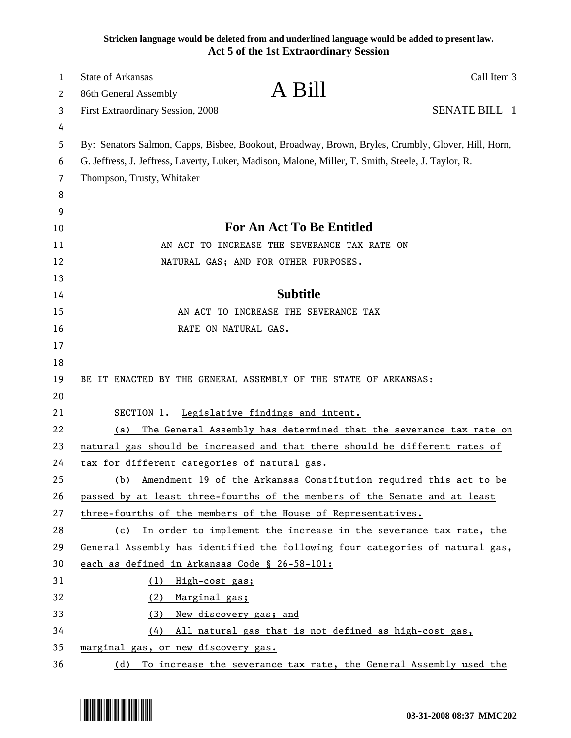**Stricken language would be deleted from and underlined language would be added to present law.**
**Act 5 of the 1st Extraordinary Session**

State of Arkansas
86th General Assembly
First Extraordinary Session, 2008

# A Bill

Call Item 3

SENATE BILL 1

By: Senators Salmon, Capps, Bisbee, Bookout, Broadway, Brown, Bryles, Crumbly, Glover, Hill, Horn, G. Jeffress, J. Jeffress, Laverty, Luker, Madison, Malone, Miller, T. Smith, Steele, J. Taylor, R. Thompson, Trusty, Whitaker

## For An Act To Be Entitled

AN ACT TO INCREASE THE SEVERANCE TAX RATE ON NATURAL GAS; AND FOR OTHER PURPOSES.

## Subtitle

AN ACT TO INCREASE THE SEVERANCE TAX RATE ON NATURAL GAS.

BE IT ENACTED BY THE GENERAL ASSEMBLY OF THE STATE OF ARKANSAS:

SECTION 1. Legislative findings and intent.

(a) The General Assembly has determined that the severance tax rate on natural gas should be increased and that there should be different rates of tax for different categories of natural gas.

(b) Amendment 19 of the Arkansas Constitution required this act to be passed by at least three-fourths of the members of the Senate and at least three-fourths of the members of the House of Representatives.

(c) In order to implement the increase in the severance tax rate, the General Assembly has identified the following four categories of natural gas, each as defined in Arkansas Code § 26-58-101:

(1) High-cost gas;

(2) Marginal gas;

(3) New discovery gas; and

(4) All natural gas that is not defined as high-cost gas, marginal gas, or new discovery gas.

(d) To increase the severance tax rate, the General Assembly used the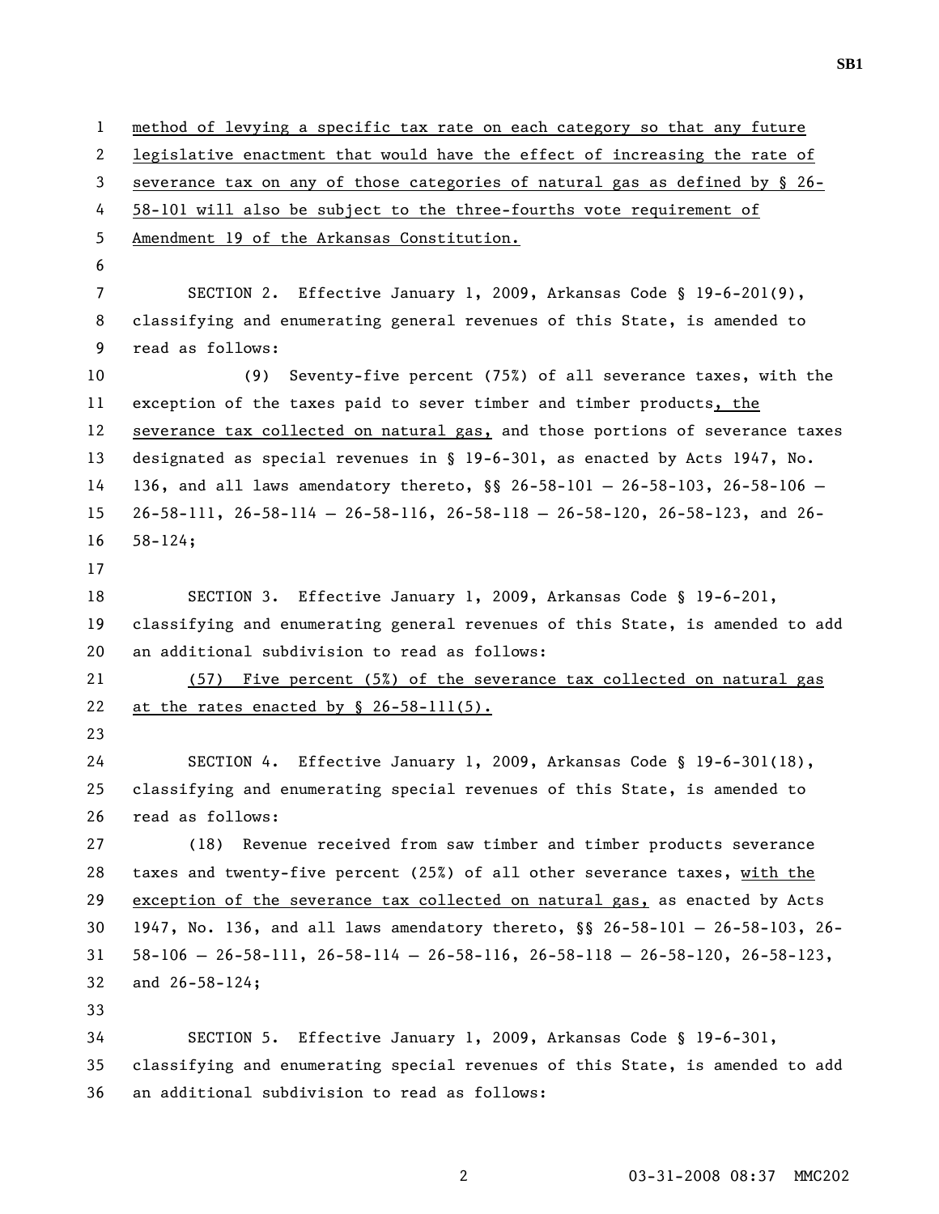method of levying a specific tax rate on each category so that any future legislative enactment that would have the effect of increasing the rate of severance tax on any of those categories of natural gas as defined by § 26-58-101 will also be subject to the three-fourths vote requirement of Amendment 19 of the Arkansas Constitution.

SECTION 2. Effective January 1, 2009, Arkansas Code § 19-6-201(9), classifying and enumerating general revenues of this State, is amended to read as follows:

(9) Seventy-five percent (75%) of all severance taxes, with the exception of the taxes paid to sever timber and timber products, the severance tax collected on natural gas, and those portions of severance taxes designated as special revenues in § 19-6-301, as enacted by Acts 1947, No. 136, and all laws amendatory thereto, §§ 26-58-101 – 26-58-103, 26-58-106 – 26-58-111, 26-58-114 – 26-58-116, 26-58-118 – 26-58-120, 26-58-123, and 26-58-124;

SECTION 3. Effective January 1, 2009, Arkansas Code § 19-6-201, classifying and enumerating general revenues of this State, is amended to add an additional subdivision to read as follows:

(57) Five percent (5%) of the severance tax collected on natural gas at the rates enacted by § 26-58-111(5).

SECTION 4. Effective January 1, 2009, Arkansas Code § 19-6-301(18), classifying and enumerating special revenues of this State, is amended to read as follows:

(18) Revenue received from saw timber and timber products severance taxes and twenty-five percent (25%) of all other severance taxes, with the exception of the severance tax collected on natural gas, as enacted by Acts 1947, No. 136, and all laws amendatory thereto, §§ 26-58-101 – 26-58-103, 26-58-106 – 26-58-111, 26-58-114 – 26-58-116, 26-58-118 – 26-58-120, 26-58-123, and 26-58-124;

SECTION 5. Effective January 1, 2009, Arkansas Code § 19-6-301, classifying and enumerating special revenues of this State, is amended to add an additional subdivision to read as follows: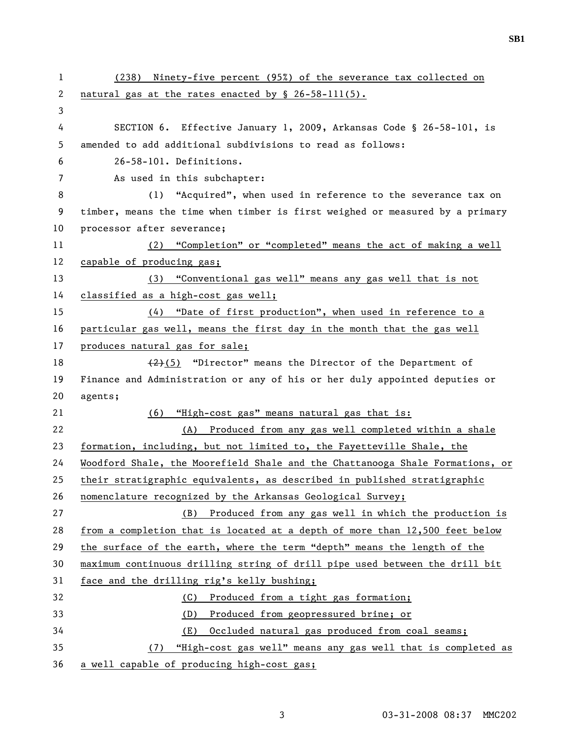(238) Ninety-five percent (95%) of the severance tax collected on natural gas at the rates enacted by § 26-58-111(5).

SECTION 6. Effective January 1, 2009, Arkansas Code § 26-58-101, is amended to add additional subdivisions to read as follows:

26-58-101. Definitions.

As used in this subchapter:

(1) "Acquired", when used in reference to the severance tax on timber, means the time when timber is first weighed or measured by a primary processor after severance;

(2) "Completion" or "completed" means the act of making a well capable of producing gas;

(3) "Conventional gas well" means any gas well that is not classified as a high-cost gas well;

(4) "Date of first production", when used in reference to a particular gas well, means the first day in the month that the gas well produces natural gas for sale;

~~(2)~~(5) "Director" means the Director of the Department of Finance and Administration or any of his or her duly appointed deputies or agents;

(6) "High-cost gas" means natural gas that is:

(A) Produced from any gas well completed within a shale formation, including, but not limited to, the Fayetteville Shale, the Woodford Shale, the Moorefield Shale and the Chattanooga Shale Formations, or their stratigraphic equivalents, as described in published stratigraphic nomenclature recognized by the Arkansas Geological Survey;

(B) Produced from any gas well in which the production is from a completion that is located at a depth of more than 12,500 feet below the surface of the earth, where the term "depth" means the length of the maximum continuous drilling string of drill pipe used between the drill bit face and the drilling rig's kelly bushing;

(C) Produced from a tight gas formation;

(D) Produced from geopressured brine; or

(E) Occluded natural gas produced from coal seams;

(7) "High-cost gas well" means any gas well that is completed as a well capable of producing high-cost gas;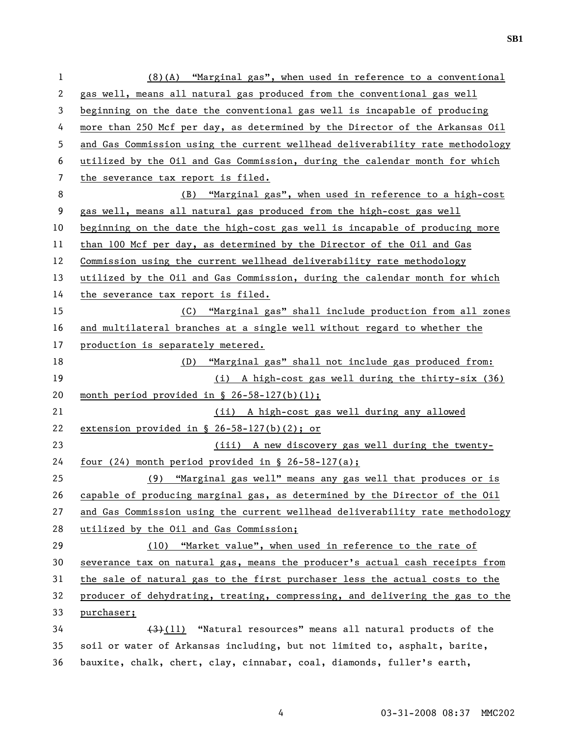(8)(A) "Marginal gas", when used in reference to a conventional gas well, means all natural gas produced from the conventional gas well beginning on the date the conventional gas well is incapable of producing more than 250 Mcf per day, as determined by the Director of the Arkansas Oil and Gas Commission using the current wellhead deliverability rate methodology utilized by the Oil and Gas Commission, during the calendar month for which the severance tax report is filed.

(B) "Marginal gas", when used in reference to a high-cost gas well, means all natural gas produced from the high-cost gas well beginning on the date the high-cost gas well is incapable of producing more than 100 Mcf per day, as determined by the Director of the Oil and Gas Commission using the current wellhead deliverability rate methodology utilized by the Oil and Gas Commission, during the calendar month for which the severance tax report is filed.

(C) "Marginal gas" shall include production from all zones and multilateral branches at a single well without regard to whether the production is separately metered.

(D) "Marginal gas" shall not include gas produced from:

(i) A high-cost gas well during the thirty-six (36) month period provided in § 26-58-127(b)(1);

(ii) A high-cost gas well during any allowed extension provided in § 26-58-127(b)(2); or

(iii) A new discovery gas well during the twenty-four (24) month period provided in § 26-58-127(a);

(9) "Marginal gas well" means any gas well that produces or is capable of producing marginal gas, as determined by the Director of the Oil and Gas Commission using the current wellhead deliverability rate methodology utilized by the Oil and Gas Commission;

(10) "Market value", when used in reference to the rate of severance tax on natural gas, means the producer's actual cash receipts from the sale of natural gas to the first purchaser less the actual costs to the producer of dehydrating, treating, compressing, and delivering the gas to the purchaser;

~~(3)~~(11) "Natural resources" means all natural products of the soil or water of Arkansas including, but not limited to, asphalt, barite, bauxite, chalk, chert, clay, cinnabar, coal, diamonds, fuller's earth,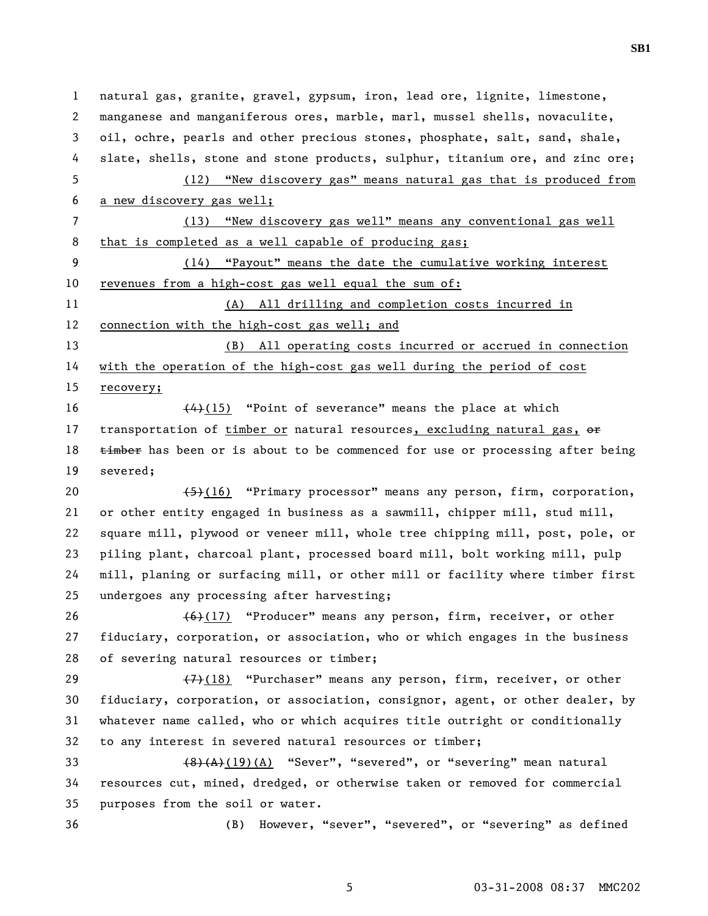natural gas, granite, gravel, gypsum, iron, lead ore, lignite, limestone, manganese and manganiferous ores, marble, marl, mussel shells, novaculite, oil, ochre, pearls and other precious stones, phosphate, salt, sand, shale, slate, shells, stone and stone products, sulphur, titanium ore, and zinc ore;

(12) "New discovery gas" means natural gas that is produced from a new discovery gas well;

(13) "New discovery gas well" means any conventional gas well that is completed as a well capable of producing gas;

(14) "Payout" means the date the cumulative working interest revenues from a high-cost gas well equal the sum of:

(A) All drilling and completion costs incurred in connection with the high-cost gas well; and

(B) All operating costs incurred or accrued in connection with the operation of the high-cost gas well during the period of cost recovery;

~~(4)~~(15) "Point of severance" means the place at which transportation of timber or natural resources, excluding natural gas, ~~or timber~~ has been or is about to be commenced for use or processing after being severed;

~~(5)~~(16) "Primary processor" means any person, firm, corporation, or other entity engaged in business as a sawmill, chipper mill, stud mill, square mill, plywood or veneer mill, whole tree chipping mill, post, pole, or piling plant, charcoal plant, processed board mill, bolt working mill, pulp mill, planing or surfacing mill, or other mill or facility where timber first undergoes any processing after harvesting;

~~(6)~~(17) "Producer" means any person, firm, receiver, or other fiduciary, corporation, or association, who or which engages in the business of severing natural resources or timber;

~~(7)~~(18) "Purchaser" means any person, firm, receiver, or other fiduciary, corporation, or association, consignor, agent, or other dealer, by whatever name called, who or which acquires title outright or conditionally to any interest in severed natural resources or timber;

~~(8)(A)~~(19)(A) "Sever", "severed", or "severing" mean natural resources cut, mined, dredged, or otherwise taken or removed for commercial purposes from the soil or water.

(B) However, "sever", "severed", or "severing" as defined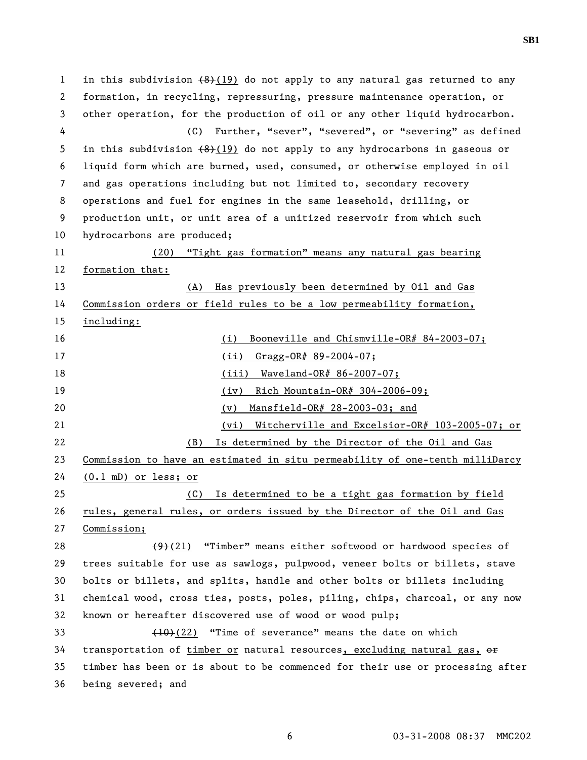in this subdivision ~~(8)~~(19) do not apply to any natural gas returned to any formation, in recycling, repressuring, pressure maintenance operation, or other operation, for the production of oil or any other liquid hydrocarbon.

(C) Further, "sever", "severed", or "severing" as defined in this subdivision ~~(8)~~(19) do not apply to any hydrocarbons in gaseous or liquid form which are burned, used, consumed, or otherwise employed in oil and gas operations including but not limited to, secondary recovery operations and fuel for engines in the same leasehold, drilling, or production unit, or unit area of a unitized reservoir from which such hydrocarbons are produced;

<u>(20) "Tight gas formation" means any natural gas bearing formation that:</u>

<u>(A) Has previously been determined by Oil and Gas Commission orders or field rules to be a low permeability formation, including:</u>

<u>(i) Booneville and Chismville-OR# 84-2003-07;</u>

<u>(ii) Gragg-OR# 89-2004-07;</u>

<u>(iii) Waveland-OR# 86-2007-07;</u>

<u>(iv) Rich Mountain-OR# 304-2006-09;</u>

<u>(v) Mansfield-OR# 28-2003-03; and</u>

<u>(vi) Witcherville and Excelsior-OR# 103-2005-07; or</u>

<u>(B) Is determined by the Director of the Oil and Gas Commission to have an estimated in situ permeability of one-tenth milliDarcy (0.1 mD) or less; or</u>

<u>(C) Is determined to be a tight gas formation by field rules, general rules, or orders issued by the Director of the Oil and Gas Commission;</u>

~~(9)~~(21) "Timber" means either softwood or hardwood species of trees suitable for use as sawlogs, pulpwood, veneer bolts or billets, stave bolts or billets, and splits, handle and other bolts or billets including chemical wood, cross ties, posts, poles, piling, chips, charcoal, or any now known or hereafter discovered use of wood or wood pulp;

~~(10)~~(22) "Time of severance" means the date on which transportation of <u>timber or</u> natural resources<u>, excluding natural gas,</u> ~~or timber~~ has been or is about to be commenced for their use or processing after being severed; and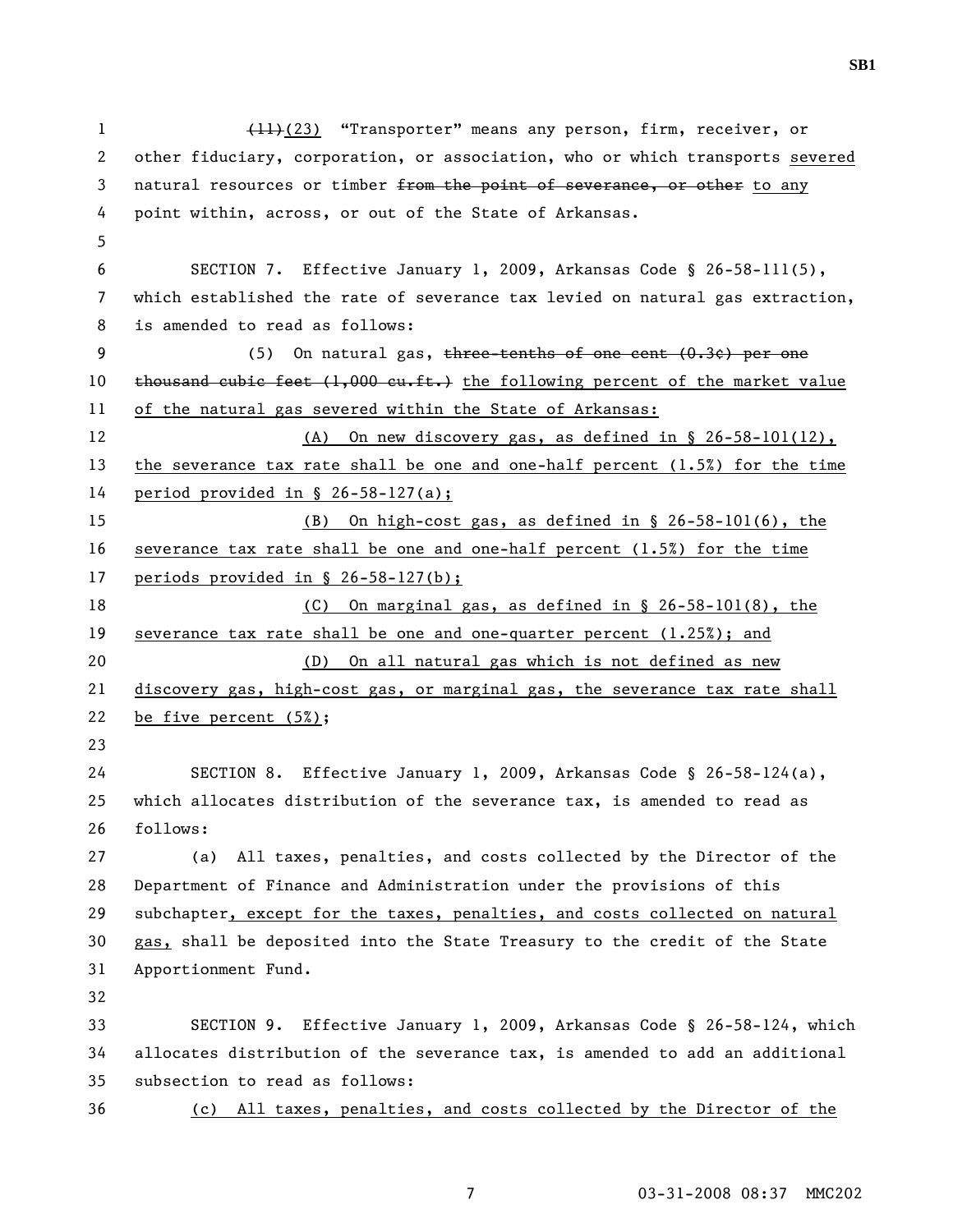~~(11)~~(23) "Transporter" means any person, firm, receiver, or other fiduciary, corporation, or association, who or which transports severed natural resources or timber ~~from the point of severance, or other~~ to any point within, across, or out of the State of Arkansas.

SECTION 7. Effective January 1, 2009, Arkansas Code § 26-58-111(5), which established the rate of severance tax levied on natural gas extraction, is amended to read as follows:

(5) On natural gas, ~~three-tenths of one cent (0.3¢) per one thousand cubic feet (1,000 cu.ft.)~~ the following percent of the market value of the natural gas severed within the State of Arkansas:

(A) On new discovery gas, as defined in § 26-58-101(12), the severance tax rate shall be one and one-half percent (1.5%) for the time period provided in § 26-58-127(a);

(B) On high-cost gas, as defined in § 26-58-101(6), the severance tax rate shall be one and one-half percent (1.5%) for the time periods provided in § 26-58-127(b);

(C) On marginal gas, as defined in § 26-58-101(8), the severance tax rate shall be one and one-quarter percent (1.25%); and

(D) On all natural gas which is not defined as new discovery gas, high-cost gas, or marginal gas, the severance tax rate shall be five percent (5%);

SECTION 8. Effective January 1, 2009, Arkansas Code § 26-58-124(a), which allocates distribution of the severance tax, is amended to read as follows:

(a) All taxes, penalties, and costs collected by the Director of the Department of Finance and Administration under the provisions of this subchapter, except for the taxes, penalties, and costs collected on natural gas, shall be deposited into the State Treasury to the credit of the State Apportionment Fund.

SECTION 9. Effective January 1, 2009, Arkansas Code § 26-58-124, which allocates distribution of the severance tax, is amended to add an additional subsection to read as follows:

(c) All taxes, penalties, and costs collected by the Director of the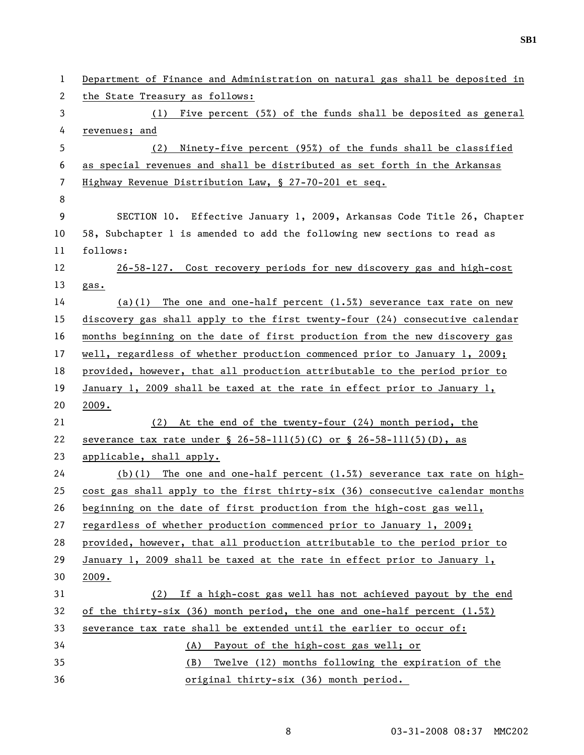Department of Finance and Administration on natural gas shall be deposited in the State Treasury as follows:

(1) Five percent (5%) of the funds shall be deposited as general revenues; and

(2) Ninety-five percent (95%) of the funds shall be classified as special revenues and shall be distributed as set forth in the Arkansas Highway Revenue Distribution Law, § 27-70-201 et seq.

SECTION 10. Effective January 1, 2009, Arkansas Code Title 26, Chapter 58, Subchapter 1 is amended to add the following new sections to read as follows:

26-58-127. Cost recovery periods for new discovery gas and high-cost gas.

(a)(1) The one and one-half percent (1.5%) severance tax rate on new discovery gas shall apply to the first twenty-four (24) consecutive calendar months beginning on the date of first production from the new discovery gas well, regardless of whether production commenced prior to January 1, 2009; provided, however, that all production attributable to the period prior to January 1, 2009 shall be taxed at the rate in effect prior to January 1, 2009.

(2) At the end of the twenty-four (24) month period, the severance tax rate under § 26-58-111(5)(C) or § 26-58-111(5)(D), as applicable, shall apply.

(b)(1) The one and one-half percent (1.5%) severance tax rate on high-cost gas shall apply to the first thirty-six (36) consecutive calendar months beginning on the date of first production from the high-cost gas well, regardless of whether production commenced prior to January 1, 2009; provided, however, that all production attributable to the period prior to January 1, 2009 shall be taxed at the rate in effect prior to January 1, 2009.

(2) If a high-cost gas well has not achieved payout by the end of the thirty-six (36) month period, the one and one-half percent (1.5%) severance tax rate shall be extended until the earlier to occur of:

(A) Payout of the high-cost gas well; or

(B) Twelve (12) months following the expiration of the original thirty-six (36) month period.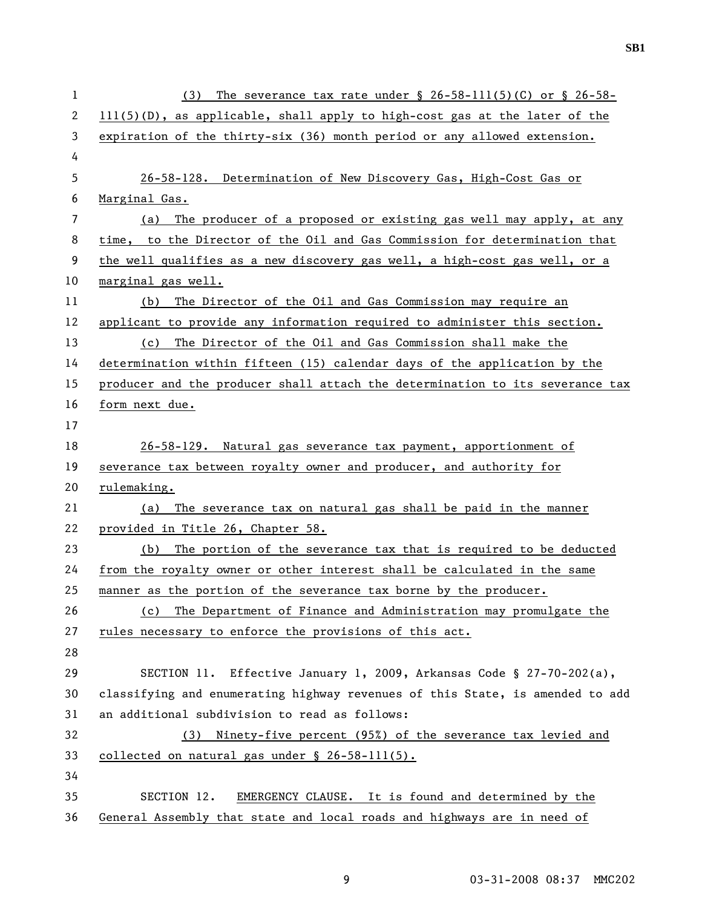(3) The severance tax rate under § 26-58-111(5)(C) or § 26-58-111(5)(D), as applicable, shall apply to high-cost gas at the later of the expiration of the thirty-six (36) month period or any allowed extension.

26-58-128. Determination of New Discovery Gas, High-Cost Gas or Marginal Gas.

(a) The producer of a proposed or existing gas well may apply, at any time, to the Director of the Oil and Gas Commission for determination that the well qualifies as a new discovery gas well, a high-cost gas well, or a marginal gas well.

(b) The Director of the Oil and Gas Commission may require an applicant to provide any information required to administer this section.

(c) The Director of the Oil and Gas Commission shall make the determination within fifteen (15) calendar days of the application by the producer and the producer shall attach the determination to its severance tax form next due.

26-58-129. Natural gas severance tax payment, apportionment of severance tax between royalty owner and producer, and authority for rulemaking.

(a) The severance tax on natural gas shall be paid in the manner provided in Title 26, Chapter 58.

(b) The portion of the severance tax that is required to be deducted from the royalty owner or other interest shall be calculated in the same manner as the portion of the severance tax borne by the producer.

(c) The Department of Finance and Administration may promulgate the rules necessary to enforce the provisions of this act.

SECTION 11. Effective January 1, 2009, Arkansas Code § 27-70-202(a), classifying and enumerating highway revenues of this State, is amended to add an additional subdivision to read as follows:

(3) Ninety-five percent (95%) of the severance tax levied and collected on natural gas under § 26-58-111(5).

SECTION 12. EMERGENCY CLAUSE. It is found and determined by the General Assembly that state and local roads and highways are in need of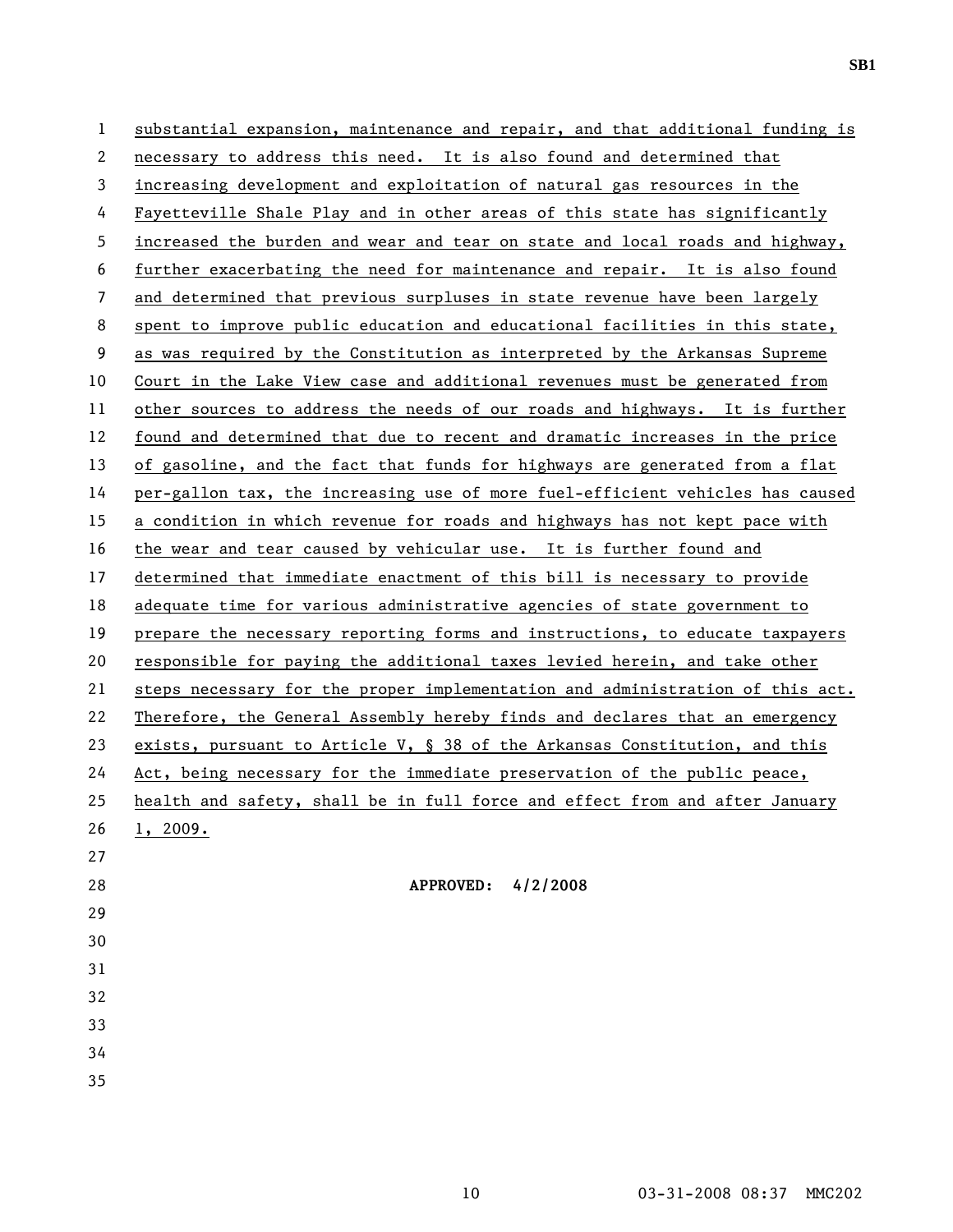substantial expansion, maintenance and repair, and that additional funding is necessary to address this need. It is also found and determined that increasing development and exploitation of natural gas resources in the Fayetteville Shale Play and in other areas of this state has significantly increased the burden and wear and tear on state and local roads and highway, further exacerbating the need for maintenance and repair. It is also found and determined that previous surpluses in state revenue have been largely spent to improve public education and educational facilities in this state, as was required by the Constitution as interpreted by the Arkansas Supreme Court in the Lake View case and additional revenues must be generated from other sources to address the needs of our roads and highways. It is further found and determined that due to recent and dramatic increases in the price of gasoline, and the fact that funds for highways are generated from a flat per-gallon tax, the increasing use of more fuel-efficient vehicles has caused a condition in which revenue for roads and highways has not kept pace with the wear and tear caused by vehicular use. It is further found and determined that immediate enactment of this bill is necessary to provide adequate time for various administrative agencies of state government to prepare the necessary reporting forms and instructions, to educate taxpayers responsible for paying the additional taxes levied herein, and take other steps necessary for the proper implementation and administration of this act. Therefore, the General Assembly hereby finds and declares that an emergency exists, pursuant to Article V, § 38 of the Arkansas Constitution, and this Act, being necessary for the immediate preservation of the public peace, health and safety, shall be in full force and effect from and after January 1, 2009.

**APPROVED: 4/2/2008**